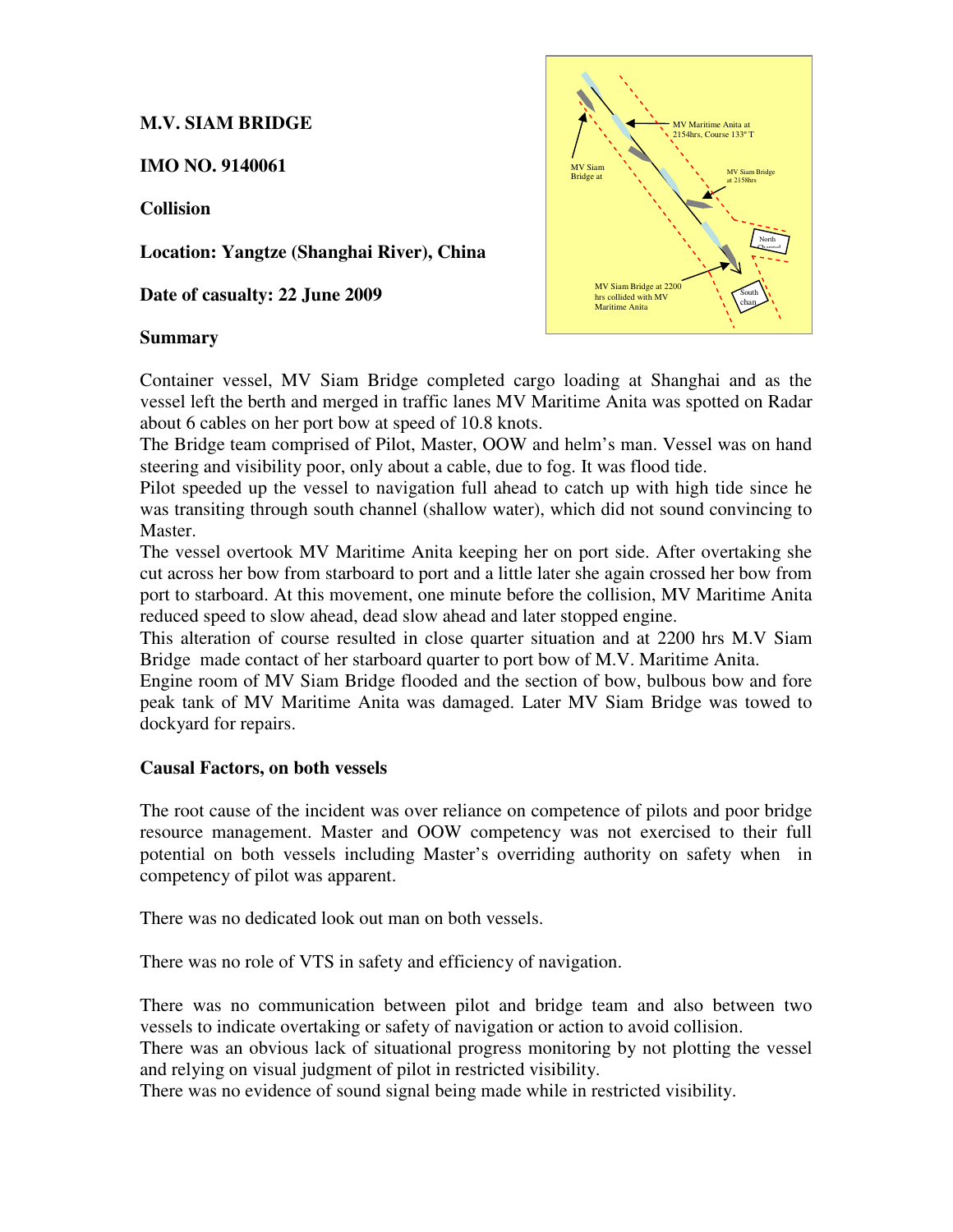**M.V. SIAM BRIDGE**

**IMO NO. 9140061**

**Collision**

**Location: Yangtze (Shanghai River), China**

**Date of casualty: 22 June 2009**

MV Maritime Anita at 2154hrs, Course 133° T

MV Siam Bridge at

MV Siam Bridge at 2158hrs

North Channel

MV Siam Bridge at 2200 hrs collided with MV Maritime Anita

South chan

**Summary**

Container vessel, MV Siam Bridge completed cargo loading at Shanghai and as the vessel left the berth and merged in traffic lanes MV Maritime Anita was spotted on Radar about 6 cables on her port bow at speed of 10.8 knots.
The Bridge team comprised of Pilot, Master, OOW and helm's man. Vessel was on hand steering and visibility poor, only about a cable, due to fog. It was flood tide.
Pilot speeded up the vessel to navigation full ahead to catch up with high tide since he was transiting through south channel (shallow water), which did not sound convincing to Master.
The vessel overtook MV Maritime Anita keeping her on port side. After overtaking she cut across her bow from starboard to port and a little later she again crossed her bow from port to starboard. At this movement, one minute before the collision, MV Maritime Anita reduced speed to slow ahead, dead slow ahead and later stopped engine.
This alteration of course resulted in close quarter situation and at 2200 hrs M.V Siam Bridge made contact of her starboard quarter to port bow of M.V. Maritime Anita.
Engine room of MV Siam Bridge flooded and the section of bow, bulbous bow and fore peak tank of MV Maritime Anita was damaged. Later MV Siam Bridge was towed to dockyard for repairs.

**Causal Factors, on both vessels**

The root cause of the incident was over reliance on competence of pilots and poor bridge resource management. Master and OOW competency was not exercised to their full potential on both vessels including Master's overriding authority on safety when in competency of pilot was apparent.

There was no dedicated look out man on both vessels.

There was no role of VTS in safety and efficiency of navigation.

There was no communication between pilot and bridge team and also between two vessels to indicate overtaking or safety of navigation or action to avoid collision.
There was an obvious lack of situational progress monitoring by not plotting the vessel and relying on visual judgment of pilot in restricted visibility.
There was no evidence of sound signal being made while in restricted visibility.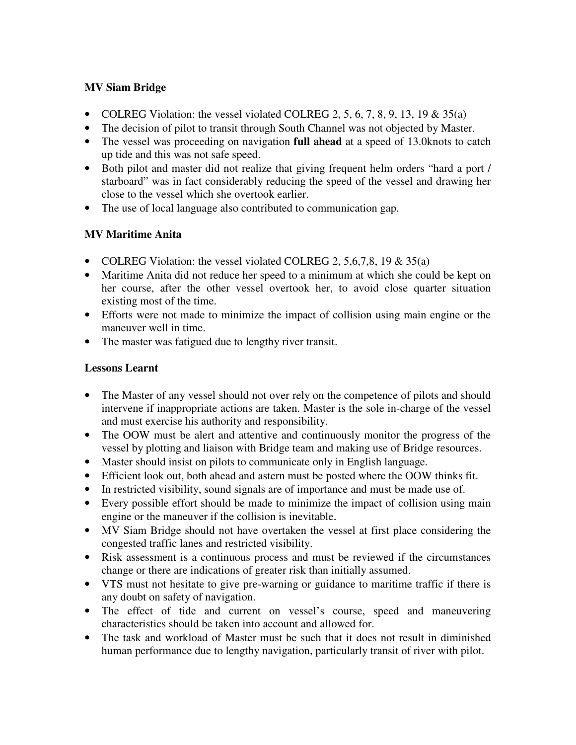**MV Siam Bridge**

- COLREG Violation: the vessel violated COLREG 2, 5, 6, 7, 8, 9, 13, 19 & 35(a)
- The decision of pilot to transit through South Channel was not objected by Master.
- The vessel was proceeding on navigation **full ahead** at a speed of 13.0knots to catch up tide and this was not safe speed.
- Both pilot and master did not realize that giving frequent helm orders "hard a port / starboard" was in fact considerably reducing the speed of the vessel and drawing her close to the vessel which she overtook earlier.
- The use of local language also contributed to communication gap.

**MV Maritime Anita**

- COLREG Violation: the vessel violated COLREG 2, 5,6,7,8, 19 & 35(a)
- Maritime Anita did not reduce her speed to a minimum at which she could be kept on her course, after the other vessel overtook her, to avoid close quarter situation existing most of the time.
- Efforts were not made to minimize the impact of collision using main engine or the maneuver well in time.
- The master was fatigued due to lengthy river transit.

**Lessons Learnt**

- The Master of any vessel should not over rely on the competence of pilots and should intervene if inappropriate actions are taken. Master is the sole in-charge of the vessel and must exercise his authority and responsibility.
- The OOW must be alert and attentive and continuously monitor the progress of the vessel by plotting and liaison with Bridge team and making use of Bridge resources.
- Master should insist on pilots to communicate only in English language.
- Efficient look out, both ahead and astern must be posted where the OOW thinks fit.
- In restricted visibility, sound signals are of importance and must be made use of.
- Every possible effort should be made to minimize the impact of collision using main engine or the maneuver if the collision is inevitable.
- MV Siam Bridge should not have overtaken the vessel at first place considering the congested traffic lanes and restricted visibility.
- Risk assessment is a continuous process and must be reviewed if the circumstances change or there are indications of greater risk than initially assumed.
- VTS must not hesitate to give pre-warning or guidance to maritime traffic if there is any doubt on safety of navigation.
- The effect of tide and current on vessel's course, speed and maneuvering characteristics should be taken into account and allowed for.
- The task and workload of Master must be such that it does not result in diminished human performance due to lengthy navigation, particularly transit of river with pilot.